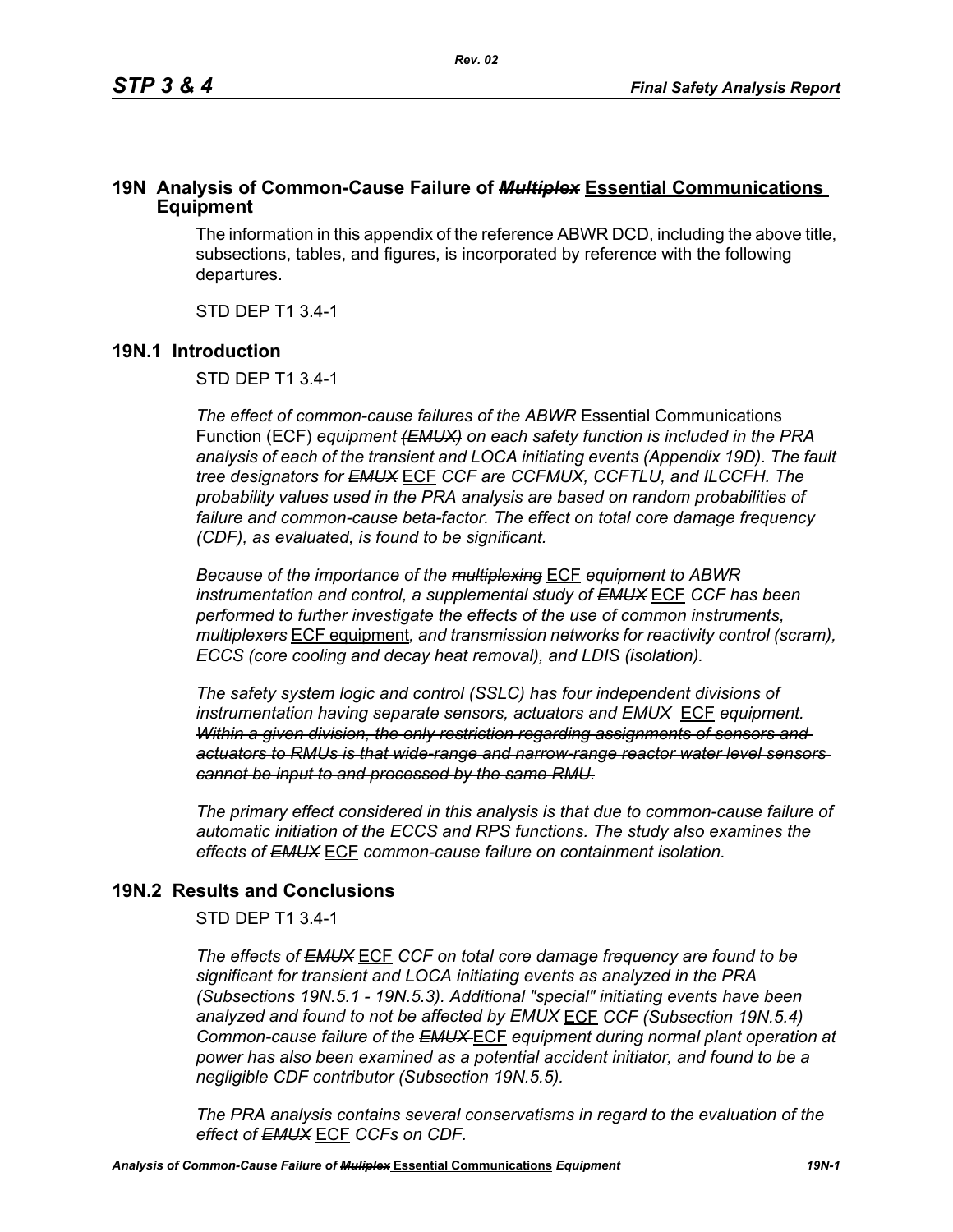# 19N Analysis of Common-Cause Failure of ~~*Multiplex*~~ <u>Essential Communications</u> Equipment

The information in this appendix of the reference ABWR DCD, including the above title, subsections, tables, and figures, is incorporated by reference with the following departures.

STD DEP T1 3.4-1

## 19N.1 Introduction

STD DEP T1 3.4-1

*The effect of common-cause failures of the ABWR* Essential Communications Function (ECF) *equipment ~~(EMUX)~~ on each safety function is included in the PRA analysis of each of the transient and LOCA initiating events (Appendix 19D). The fault tree designators for ~~EMUX~~* <u>ECF</u> *CCF are CCFMUX, CCFTLU, and ILCCFH. The probability values used in the PRA analysis are based on random probabilities of failure and common-cause beta-factor. The effect on total core damage frequency (CDF), as evaluated, is found to be significant.*

*Because of the importance of the ~~multiplexing~~* <u>ECF</u> *equipment to ABWR instrumentation and control, a supplemental study of ~~EMUX~~* <u>ECF</u> *CCF has been performed to further investigate the effects of the use of common instruments, ~~multiplexers~~* <u>ECF equipment</u>*, and transmission networks for reactivity control (scram), ECCS (core cooling and decay heat removal), and LDIS (isolation).*

*The safety system logic and control (SSLC) has four independent divisions of instrumentation having separate sensors, actuators and ~~EMUX~~* <u>ECF</u> *equipment. ~~Within a given division, the only restriction regarding assignments of sensors and actuators to RMUs is that wide-range and narrow-range reactor water level sensors cannot be input to and processed by the same RMU.~~*

*The primary effect considered in this analysis is that due to common-cause failure of automatic initiation of the ECCS and RPS functions. The study also examines the effects of ~~EMUX~~* <u>ECF</u> *common-cause failure on containment isolation.*

## 19N.2 Results and Conclusions

STD DEP T1 3.4-1

*The effects of ~~EMUX~~* <u>ECF</u> *CCF on total core damage frequency are found to be significant for transient and LOCA initiating events as analyzed in the PRA (Subsections 19N.5.1 - 19N.5.3). Additional "special" initiating events have been analyzed and found to not be affected by ~~EMUX~~* <u>ECF</u> *CCF (Subsection 19N.5.4) Common-cause failure of the ~~EMUX~~* <u>ECF</u> *equipment during normal plant operation at power has also been examined as a potential accident initiator, and found to be a negligible CDF contributor (Subsection 19N.5.5).*

*The PRA analysis contains several conservatisms in regard to the evaluation of the effect of ~~EMUX~~* <u>ECF</u> *CCFs on CDF.*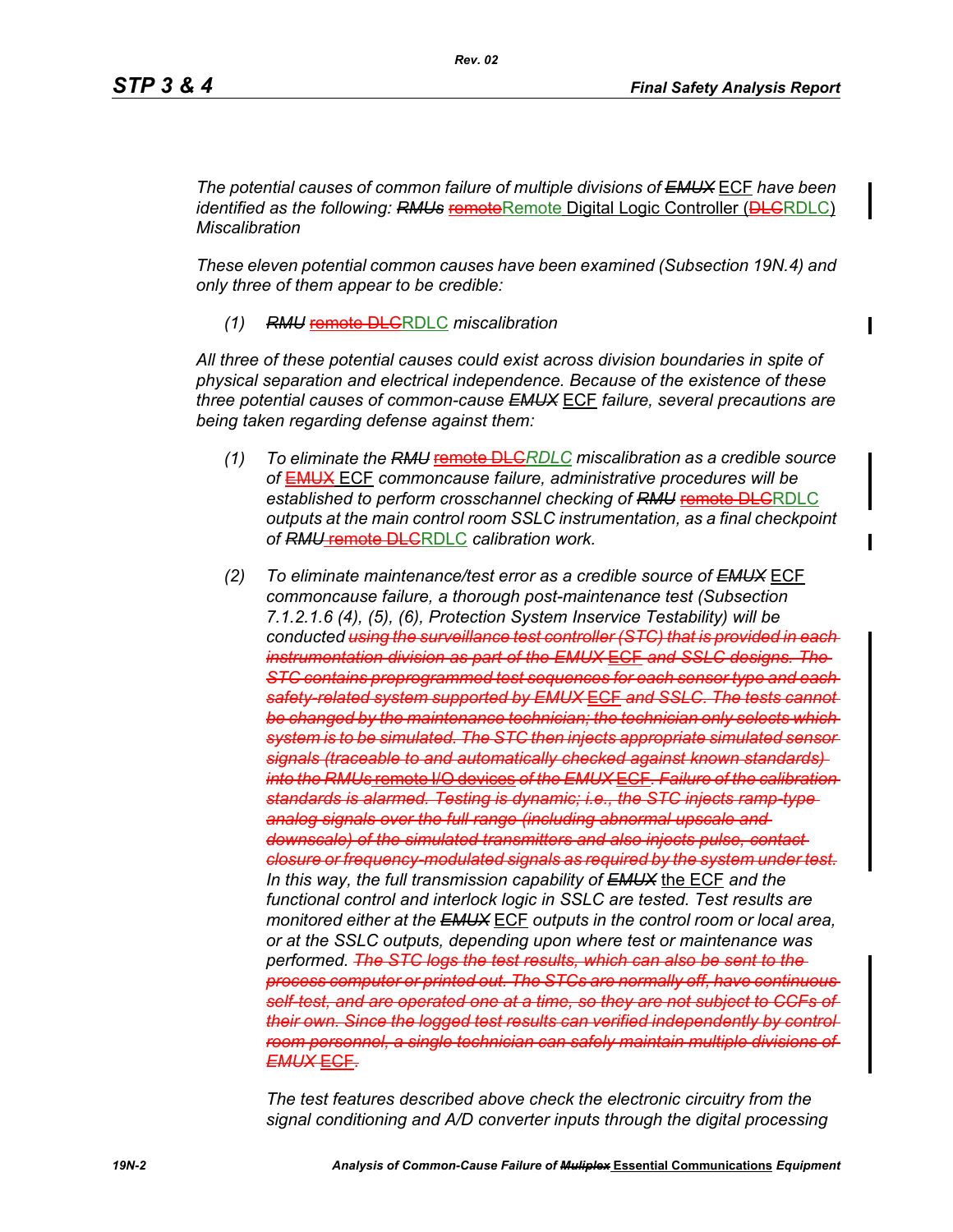*The potential causes of common failure of multiple divisions of ~~EMUX~~ ECF have been identified as the following: ~~RMUs~~ ~~remote~~Remote Digital Logic Controller (~~DLC~~RDLC) Miscalibration*

*These eleven potential common causes have been examined (Subsection 19N.4) and only three of them appear to be credible:*

*(1) ~~RMU~~ ~~remote DLC~~RDLC miscalibration*

*All three of these potential causes could exist across division boundaries in spite of physical separation and electrical independence. Because of the existence of these three potential causes of common-cause ~~EMUX~~ ECF failure, several precautions are being taken regarding defense against them:*

*(1) To eliminate the ~~RMU~~ ~~remote DLC~~RDLC miscalibration as a credible source of ~~EMUX~~ ECF commoncause failure, administrative procedures will be established to perform crosschannel checking of ~~RMU~~ ~~remote DLC~~RDLC outputs at the main control room SSLC instrumentation, as a final checkpoint of ~~RMU~~ ~~remote DLC~~RDLC calibration work.*

*(2) To eliminate maintenance/test error as a credible source of ~~EMUX~~ ECF commoncause failure, a thorough post-maintenance test (Subsection 7.1.2.1.6 (4), (5), (6), Protection System Inservice Testability) will be conducted ~~using the surveillance test controller (STC) that is provided in each instrumentation division as part of the EMUX ECF and SSLC designs. The STC contains preprogrammed test sequences for each sensor type and each safety-related system supported by EMUX ECF and SSLC. The tests cannot be changed by the maintenance technician; the technician only selects which system is to be simulated. The STC then injects appropriate simulated sensor signals (traceable to and automatically checked against known standards) into the RMUs remote I/O devices of the EMUX ECF. Failure of the calibration standards is alarmed. Testing is dynamic; i.e., the STC injects ramp-type analog signals over the full range (including abnormal upscale and downscale) of the simulated transmitters and also injects pulse, contact closure or frequency-modulated signals as required by the system under test.~~ In this way, the full transmission capability of ~~EMUX~~ the ECF and the functional control and interlock logic in SSLC are tested. Test results are monitored either at the ~~EMUX~~ ECF outputs in the control room or local area, or at the SSLC outputs, depending upon where test or maintenance was performed. ~~The STC logs the test results, which can also be sent to the process computer or printed out. The STCs are normally off, have continuous self-test, and are operated one at a time, so they are not subject to CCFs of their own. Since the logged test results can verified independently by control room personnel, a single technician can safely maintain multiple divisions of EMUX ECF.~~*

*The test features described above check the electronic circuitry from the signal conditioning and A/D converter inputs through the digital processing*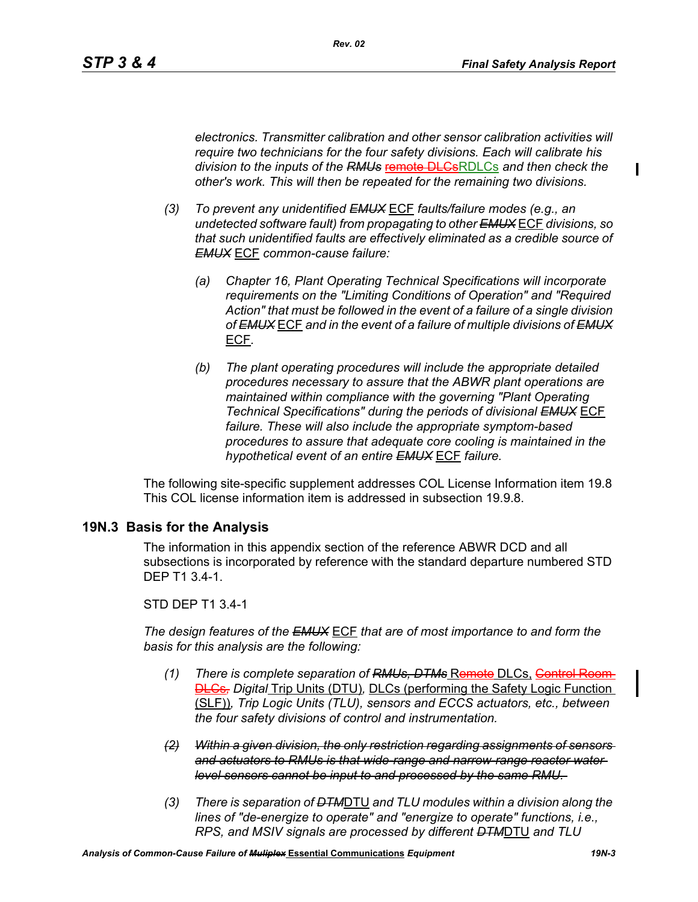*electronics. Transmitter calibration and other sensor calibration activities will require two technicians for the four safety divisions. Each will calibrate his division to the inputs of the ~~RMUs~~ ~~remote DLCs~~RDLCs and then check the other's work. This will then be repeated for the remaining two divisions.*

*(3) To prevent any unidentified ~~EMUX~~* ECF *faults/failure modes (e.g., an undetected software fault) from propagating to other ~~EMUX~~* ECF *divisions, so that such unidentified faults are effectively eliminated as a credible source of ~~EMUX~~* ECF *common-cause failure:*

*(a) Chapter 16, Plant Operating Technical Specifications will incorporate requirements on the "Limiting Conditions of Operation" and "Required Action" that must be followed in the event of a failure of a single division of ~~EMUX~~* ECF *and in the event of a failure of multiple divisions of ~~EMUX~~* ECF*.*

*(b) The plant operating procedures will include the appropriate detailed procedures necessary to assure that the ABWR plant operations are maintained within compliance with the governing "Plant Operating Technical Specifications" during the periods of divisional ~~EMUX~~* ECF *failure. These will also include the appropriate symptom-based procedures to assure that adequate core cooling is maintained in the hypothetical event of an entire ~~EMUX~~* ECF *failure.*

The following site-specific supplement addresses COL License Information item 19.8 This COL license information item is addressed in subsection 19.9.8.

## 19N.3 Basis for the Analysis

The information in this appendix section of the reference ABWR DCD and all subsections is incorporated by reference with the standard departure numbered STD DEP T1 3.4-1.

STD DEP T1 3.4-1

*The design features of the ~~EMUX~~* ECF *that are of most importance to and form the basis for this analysis are the following:*

*(1) There is complete separation of ~~RMUs, DTMs~~* Remote DLCs, ~~Control Room DLCs,~~ *Digital* Trip Units (DTU), DLCs (performing the Safety Logic Function (SLF))*, Trip Logic Units (TLU), sensors and ECCS actuators, etc., between the four safety divisions of control and instrumentation.*

~~*(2) Within a given division, the only restriction regarding assignments of sensors and actuators to RMUs is that wide-range and narrow-range reactor water level sensors cannot be input to and processed by the same RMU.*~~

*(3) There is separation of ~~DTM~~*DTU *and TLU modules within a division along the lines of "de-energize to operate" and "energize to operate" functions, i.e., RPS, and MSIV signals are processed by different ~~DTM~~*DTU *and TLU*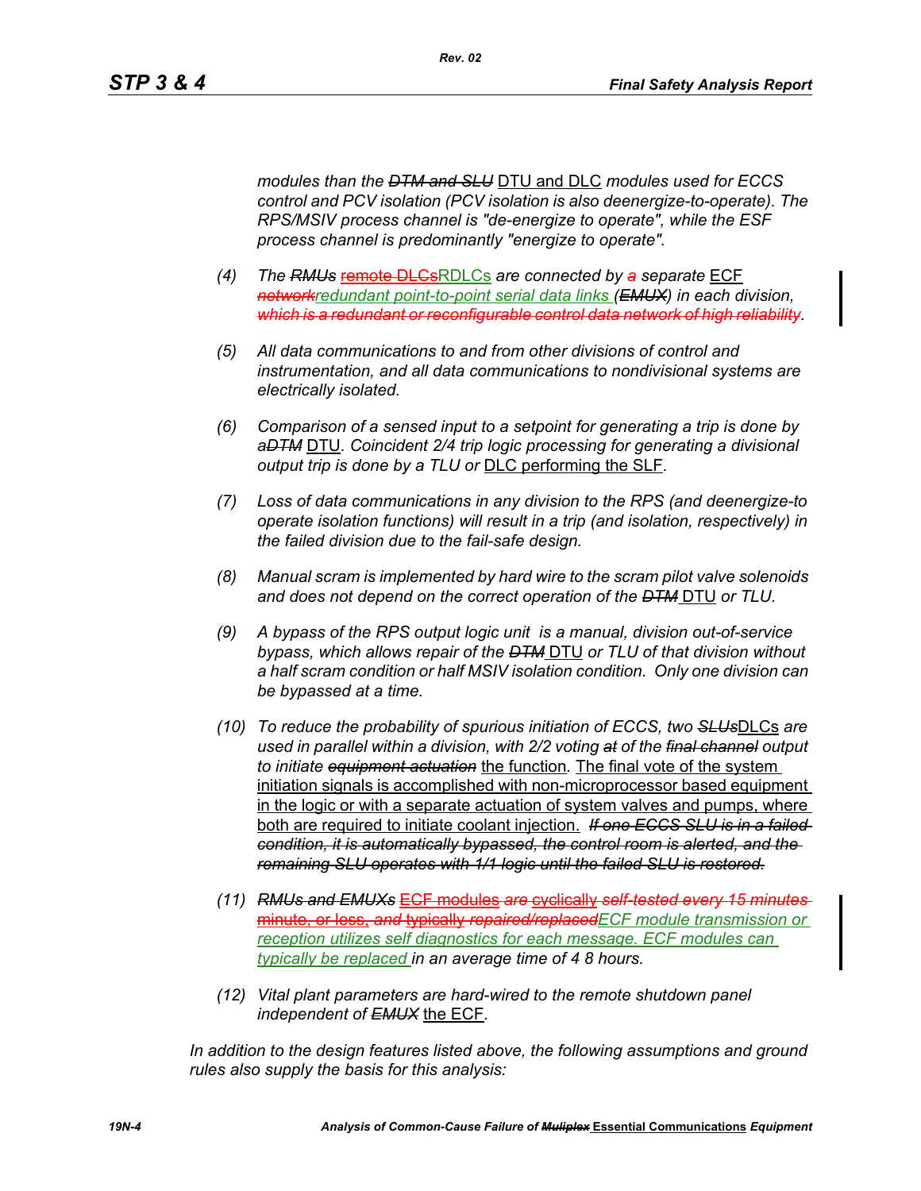*modules than the ~~DTM and SLU~~ DTU and DLC modules used for ECCS control and PCV isolation (PCV isolation is also deenergize-to-operate). The RPS/MSIV process channel is "de-energize to operate", while the ESF process channel is predominantly "energize to operate".*

(4) *The ~~RMUs~~ ~~remote DLCs~~RDLCs are connected by ~~a~~ separate ECF ~~network~~redundant point-to-point serial data links (~~EMUX~~) in each division, ~~which is a redundant or reconfigurable control data network of high reliability~~.*

(5) *All data communications to and from other divisions of control and instrumentation, and all data communications to nondivisional systems are electrically isolated.*

(6) *Comparison of a sensed input to a setpoint for generating a trip is done by a~~DTM~~ DTU. Coincident 2/4 trip logic processing for generating a divisional output trip is done by a TLU or DLC performing the SLF.*

(7) *Loss of data communications in any division to the RPS (and deenergize-to operate isolation functions) will result in a trip (and isolation, respectively) in the failed division due to the fail-safe design.*

(8) *Manual scram is implemented by hard wire to the scram pilot valve solenoids and does not depend on the correct operation of the ~~DTM~~ DTU or TLU.*

(9) *A bypass of the RPS output logic unit is a manual, division out-of-service bypass, which allows repair of the ~~DTM~~ DTU or TLU of that division without a half scram condition or half MSIV isolation condition. Only one division can be bypassed at a time.*

(10) *To reduce the probability of spurious initiation of ECCS, two ~~SLUs~~DLCs are used in parallel within a division, with 2/2 voting ~~at~~ of the ~~final channel~~ output to initiate ~~equipment actuation~~ the function. The final vote of the system initiation signals is accomplished with non-microprocessor based equipment in the logic or with a separate actuation of system valves and pumps, where both are required to initiate coolant injection. ~~If one ECCS SLU is in a failed condition, it is automatically bypassed, the control room is alerted, and the remaining SLU operates with 1/1 logic until the failed SLU is restored.~~*

(11) *~~RMUs and EMUXs~~ ~~ECF modules~~ ~~are~~ ~~cyclically~~ ~~self-tested every 15 minutes minute, or less,~~ ~~and~~ ~~typically~~ ~~repaired/replaced~~ECF module transmission or reception utilizes self diagnostics for each message. ECF modules can typically be replaced in an average time of 4 8 hours.*

(12) *Vital plant parameters are hard-wired to the remote shutdown panel independent of ~~EMUX~~ the ECF.*

*In addition to the design features listed above, the following assumptions and ground rules also supply the basis for this analysis:*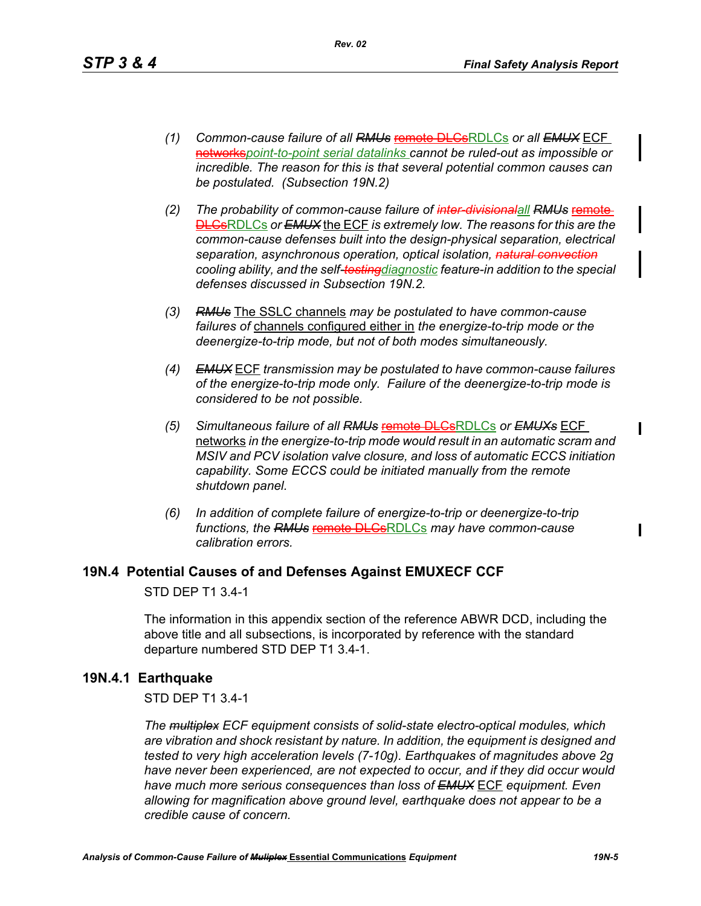*(1)* *Common-cause failure of all ~~RMUs~~ ~~remote DLCs~~RDLCs or all ~~EMUX~~ ECF ~~networks~~point-to-point serial datalinks cannot be ruled-out as impossible or incredible. The reason for this is that several potential common causes can be postulated. (Subsection 19N.2)*

*(2)* *The probability of common-cause failure of ~~inter-divisional~~all ~~RMUs~~ ~~remote DLCs~~RDLCs or ~~EMUX~~ the ECF is extremely low. The reasons for this are the common-cause defenses built into the design-physical separation, electrical separation, asynchronous operation, optical isolation, ~~natural convection~~ cooling ability, and the self-~~testing~~diagnostic feature-in addition to the special defenses discussed in Subsection 19N.2.*

*(3)* *~~RMUs~~ The SSLC channels may be postulated to have common-cause failures of channels configured either in the energize-to-trip mode or the deenergize-to-trip mode, but not of both modes simultaneously.*

*(4)* *~~EMUX~~ ECF transmission may be postulated to have common-cause failures of the energize-to-trip mode only. Failure of the deenergize-to-trip mode is considered to be not possible.*

*(5)* *Simultaneous failure of all ~~RMUs~~ ~~remote DLCs~~RDLCs or ~~EMUXs~~ ECF networks in the energize-to-trip mode would result in an automatic scram and MSIV and PCV isolation valve closure, and loss of automatic ECCS initiation capability. Some ECCS could be initiated manually from the remote shutdown panel.*

*(6)* *In addition of complete failure of energize-to-trip or deenergize-to-trip functions, the ~~RMUs~~ ~~remote DLCs~~RDLCs may have common-cause calibration errors.*

## 19N.4 Potential Causes of and Defenses Against EMUXECF CCF

STD DEP T1 3.4-1

The information in this appendix section of the reference ABWR DCD, including the above title and all subsections, is incorporated by reference with the standard departure numbered STD DEP T1 3.4-1.

### 19N.4.1 Earthquake

STD DEP T1 3.4-1

*The ~~multiplex~~ ECF equipment consists of solid-state electro-optical modules, which are vibration and shock resistant by nature. In addition, the equipment is designed and tested to very high acceleration levels (7-10g). Earthquakes of magnitudes above 2g have never been experienced, are not expected to occur, and if they did occur would have much more serious consequences than loss of ~~EMUX~~ ECF equipment. Even allowing for magnification above ground level, earthquake does not appear to be a credible cause of concern.*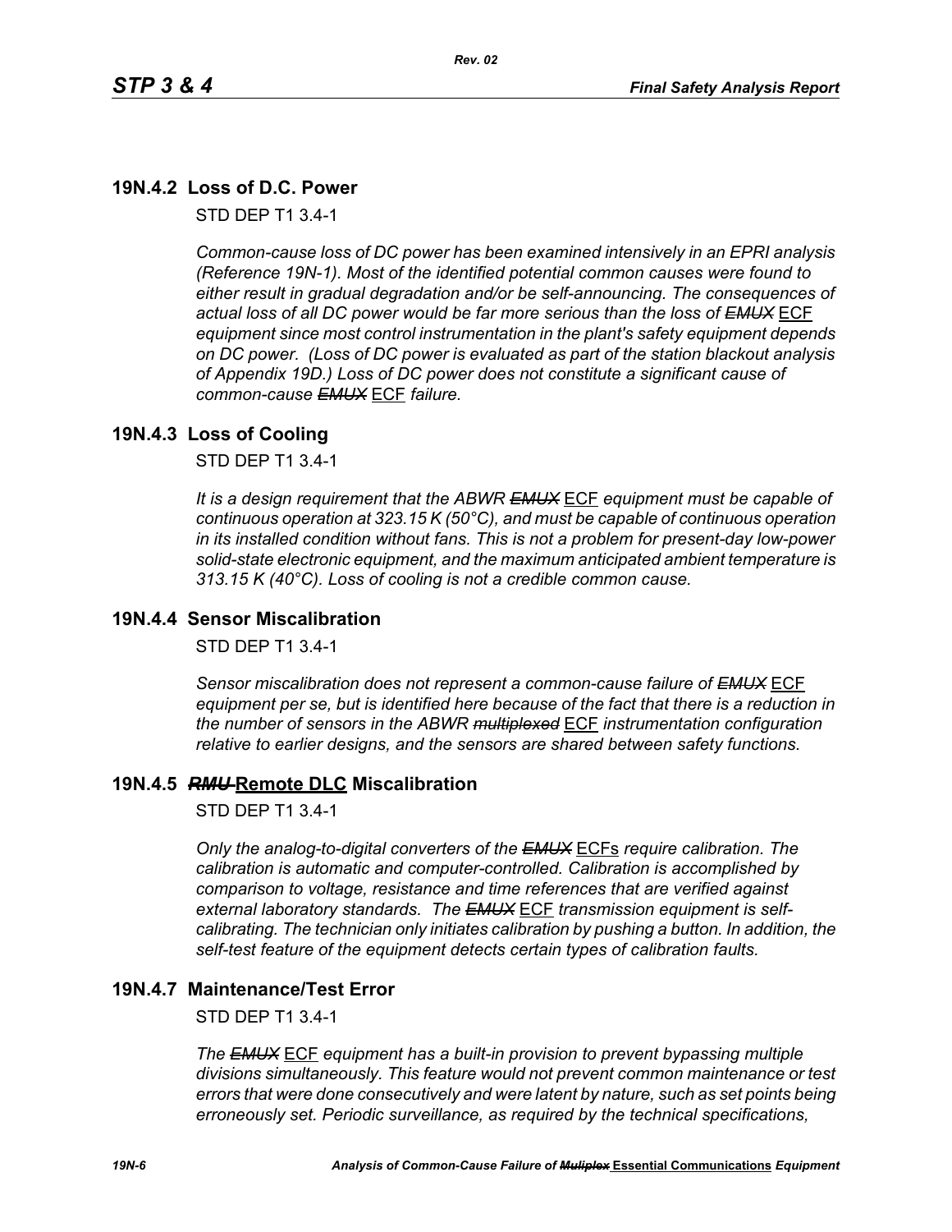## 19N.4.2 Loss of D.C. Power

STD DEP T1 3.4-1

*Common-cause loss of DC power has been examined intensively in an EPRI analysis (Reference 19N-1). Most of the identified potential common causes were found to either result in gradual degradation and/or be self-announcing. The consequences of actual loss of all DC power would be far more serious than the loss of ~~EMUX~~* ECF *equipment since most control instrumentation in the plant's safety equipment depends on DC power. (Loss of DC power is evaluated as part of the station blackout analysis of Appendix 19D.) Loss of DC power does not constitute a significant cause of common-cause ~~EMUX~~* ECF *failure.*

## 19N.4.3 Loss of Cooling

STD DEP T1 3.4-1

*It is a design requirement that the ABWR ~~EMUX~~* ECF *equipment must be capable of continuous operation at 323.15 K (50°C), and must be capable of continuous operation in its installed condition without fans. This is not a problem for present-day low-power solid-state electronic equipment, and the maximum anticipated ambient temperature is 313.15 K (40°C). Loss of cooling is not a credible common cause.*

## 19N.4.4 Sensor Miscalibration

STD DEP T1 3.4-1

*Sensor miscalibration does not represent a common-cause failure of ~~EMUX~~* ECF *equipment per se, but is identified here because of the fact that there is a reduction in the number of sensors in the ABWR ~~multiplexed~~* ECF *instrumentation configuration relative to earlier designs, and the sensors are shared between safety functions.*

## 19N.4.5 ~~*RMU*~~ Remote DLC Miscalibration

STD DEP T1 3.4-1

*Only the analog-to-digital converters of the ~~EMUX~~* ECFs *require calibration. The calibration is automatic and computer-controlled. Calibration is accomplished by comparison to voltage, resistance and time references that are verified against external laboratory standards. The ~~EMUX~~* ECF *transmission equipment is self-calibrating. The technician only initiates calibration by pushing a button. In addition, the self-test feature of the equipment detects certain types of calibration faults.*

## 19N.4.7 Maintenance/Test Error

STD DEP T1 3.4-1

*The ~~EMUX~~* ECF *equipment has a built-in provision to prevent bypassing multiple divisions simultaneously. This feature would not prevent common maintenance or test errors that were done consecutively and were latent by nature, such as set points being erroneously set. Periodic surveillance, as required by the technical specifications,*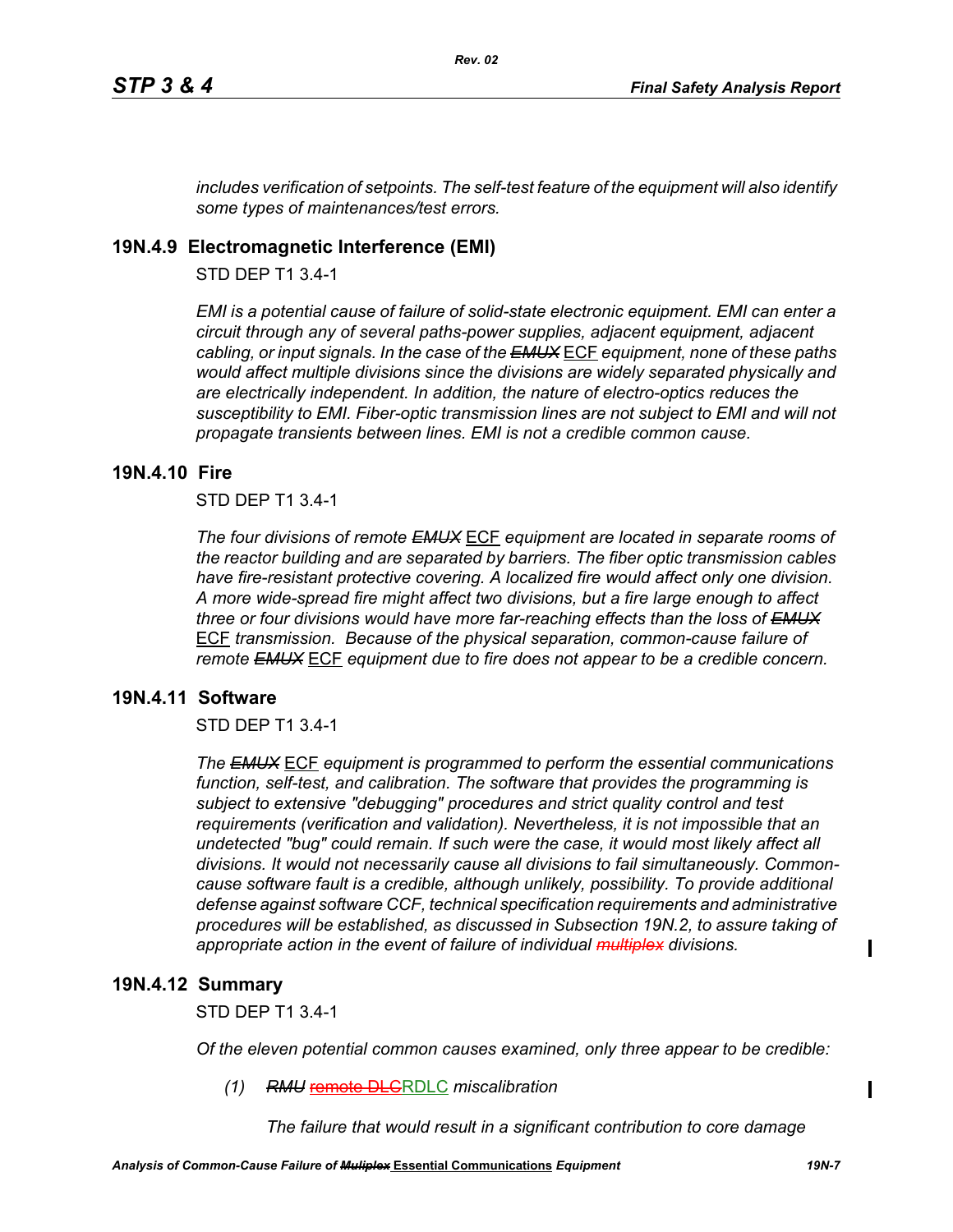*includes verification of setpoints. The self-test feature of the equipment will also identify some types of maintenances/test errors.*

## 19N.4.9 Electromagnetic Interference (EMI)

STD DEP T1 3.4-1

*EMI is a potential cause of failure of solid-state electronic equipment. EMI can enter a circuit through any of several paths-power supplies, adjacent equipment, adjacent cabling, or input signals. In the case of the ~~EMUX~~* ECF *equipment, none of these paths would affect multiple divisions since the divisions are widely separated physically and are electrically independent. In addition, the nature of electro-optics reduces the susceptibility to EMI. Fiber-optic transmission lines are not subject to EMI and will not propagate transients between lines. EMI is not a credible common cause.*

## 19N.4.10 Fire

STD DEP T1 3.4-1

*The four divisions of remote ~~EMUX~~* ECF *equipment are located in separate rooms of the reactor building and are separated by barriers. The fiber optic transmission cables have fire-resistant protective covering. A localized fire would affect only one division. A more wide-spread fire might affect two divisions, but a fire large enough to affect three or four divisions would have more far-reaching effects than the loss of ~~EMUX~~* ECF *transmission. Because of the physical separation, common-cause failure of remote ~~EMUX~~* ECF *equipment due to fire does not appear to be a credible concern.*

## 19N.4.11 Software

STD DEP T1 3.4-1

*The ~~EMUX~~* ECF *equipment is programmed to perform the essential communications function, self-test, and calibration. The software that provides the programming is subject to extensive "debugging" procedures and strict quality control and test requirements (verification and validation). Nevertheless, it is not impossible that an undetected "bug" could remain. If such were the case, it would most likely affect all divisions. It would not necessarily cause all divisions to fail simultaneously. Common-cause software fault is a credible, although unlikely, possibility. To provide additional defense against software CCF, technical specification requirements and administrative procedures will be established, as discussed in Subsection 19N.2, to assure taking of appropriate action in the event of failure of individual ~~multiplex~~ divisions.*

## 19N.4.12 Summary

STD DEP T1 3.4-1

*Of the eleven potential common causes examined, only three appear to be credible:*

(1) *~~RMU~~* ~~remote DLC~~RDLC *miscalibration*

*The failure that would result in a significant contribution to core damage*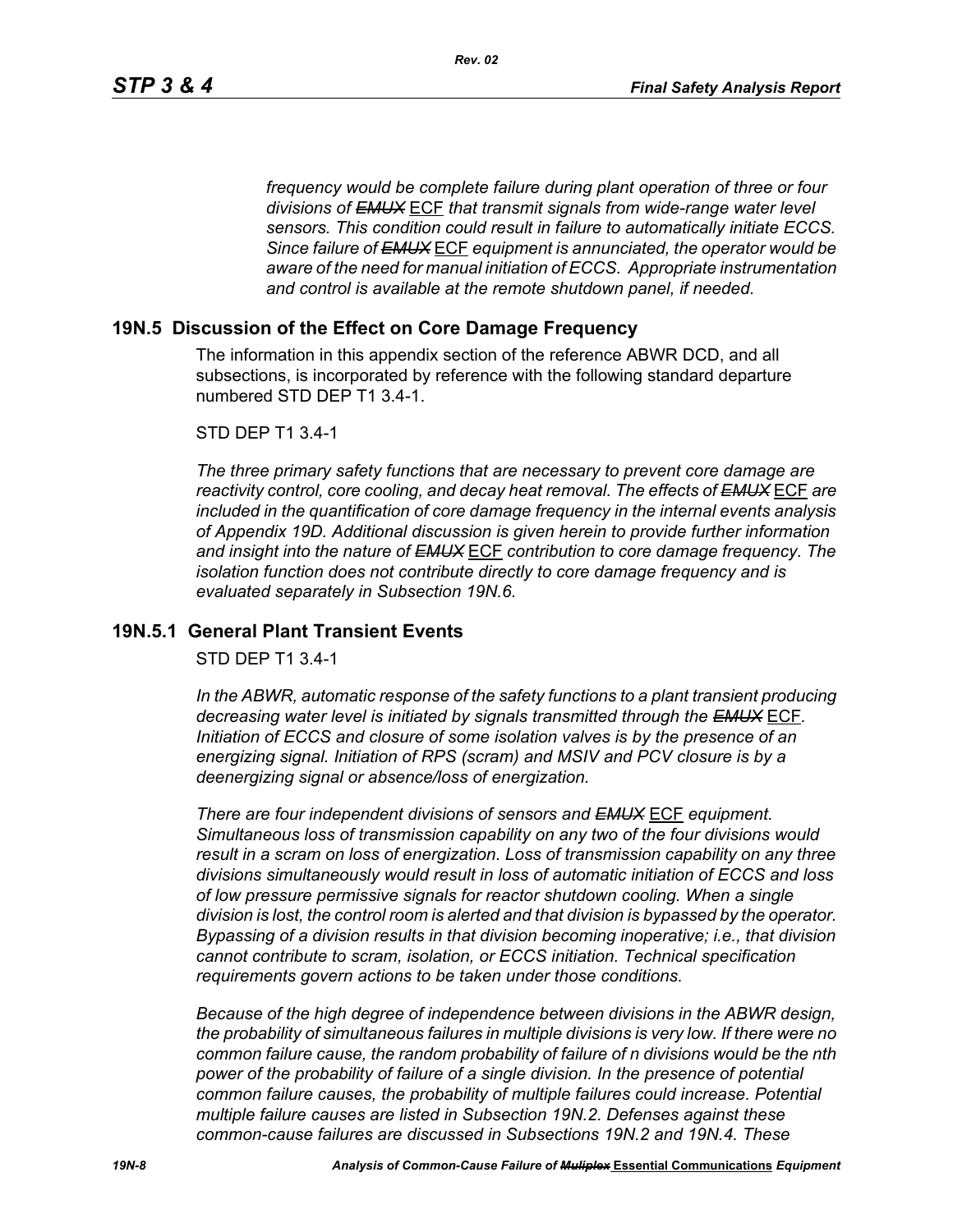*frequency would be complete failure during plant operation of three or four divisions of ~~EMUX~~ ECF that transmit signals from wide-range water level sensors. This condition could result in failure to automatically initiate ECCS. Since failure of ~~EMUX~~ ECF equipment is annunciated, the operator would be aware of the need for manual initiation of ECCS. Appropriate instrumentation and control is available at the remote shutdown panel, if needed.*

## 19N.5 Discussion of the Effect on Core Damage Frequency

The information in this appendix section of the reference ABWR DCD, and all subsections, is incorporated by reference with the following standard departure numbered STD DEP T1 3.4-1.

STD DEP T1 3.4-1

*The three primary safety functions that are necessary to prevent core damage are reactivity control, core cooling, and decay heat removal. The effects of ~~EMUX~~ ECF are included in the quantification of core damage frequency in the internal events analysis of Appendix 19D. Additional discussion is given herein to provide further information and insight into the nature of ~~EMUX~~ ECF contribution to core damage frequency. The isolation function does not contribute directly to core damage frequency and is evaluated separately in Subsection 19N.6.*

## 19N.5.1 General Plant Transient Events

STD DEP T1 3.4-1

*In the ABWR, automatic response of the safety functions to a plant transient producing decreasing water level is initiated by signals transmitted through the ~~EMUX~~ ECF. Initiation of ECCS and closure of some isolation valves is by the presence of an energizing signal. Initiation of RPS (scram) and MSIV and PCV closure is by a deenergizing signal or absence/loss of energization.*

*There are four independent divisions of sensors and ~~EMUX~~ ECF equipment. Simultaneous loss of transmission capability on any two of the four divisions would result in a scram on loss of energization. Loss of transmission capability on any three divisions simultaneously would result in loss of automatic initiation of ECCS and loss of low pressure permissive signals for reactor shutdown cooling. When a single division is lost, the control room is alerted and that division is bypassed by the operator. Bypassing of a division results in that division becoming inoperative; i.e., that division cannot contribute to scram, isolation, or ECCS initiation. Technical specification requirements govern actions to be taken under those conditions.*

*Because of the high degree of independence between divisions in the ABWR design, the probability of simultaneous failures in multiple divisions is very low. If there were no common failure cause, the random probability of failure of n divisions would be the nth power of the probability of failure of a single division. In the presence of potential common failure causes, the probability of multiple failures could increase. Potential multiple failure causes are listed in Subsection 19N.2. Defenses against these common-cause failures are discussed in Subsections 19N.2 and 19N.4. These*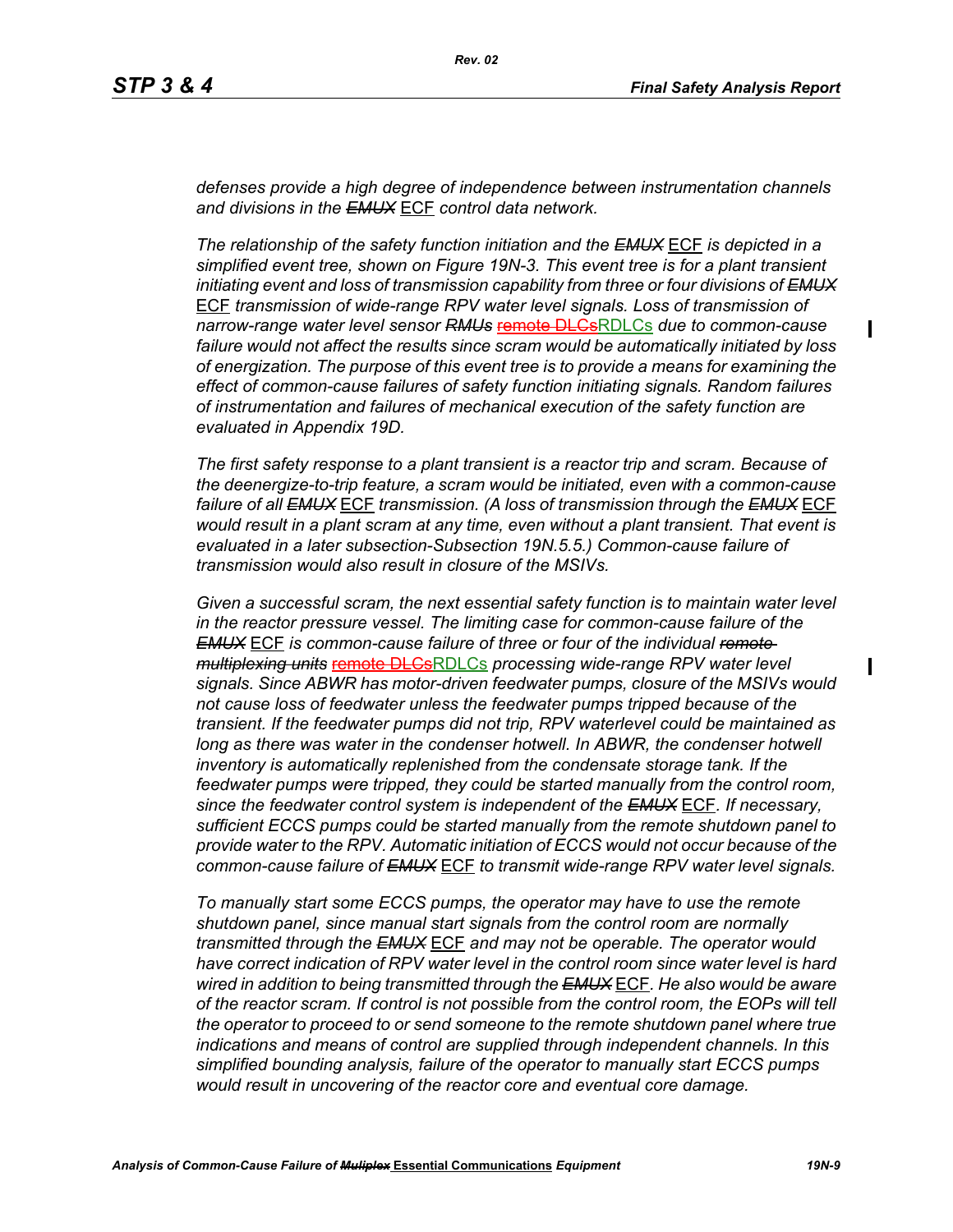*defenses provide a high degree of independence between instrumentation channels and divisions in the ~~EMUX~~ ECF control data network.*

*The relationship of the safety function initiation and the ~~EMUX~~ ECF is depicted in a simplified event tree, shown on Figure 19N-3. This event tree is for a plant transient initiating event and loss of transmission capability from three or four divisions of ~~EMUX~~ ECF transmission of wide-range RPV water level signals. Loss of transmission of narrow-range water level sensor ~~RMUs~~ ~~remote DLCs~~RDLCs due to common-cause failure would not affect the results since scram would be automatically initiated by loss of energization. The purpose of this event tree is to provide a means for examining the effect of common-cause failures of safety function initiating signals. Random failures of instrumentation and failures of mechanical execution of the safety function are evaluated in Appendix 19D.*

*The first safety response to a plant transient is a reactor trip and scram. Because of the deenergize-to-trip feature, a scram would be initiated, even with a common-cause failure of all ~~EMUX~~ ECF transmission. (A loss of transmission through the ~~EMUX~~ ECF would result in a plant scram at any time, even without a plant transient. That event is evaluated in a later subsection-Subsection 19N.5.5.) Common-cause failure of transmission would also result in closure of the MSIVs.*

*Given a successful scram, the next essential safety function is to maintain water level in the reactor pressure vessel. The limiting case for common-cause failure of the ~~EMUX~~ ECF is common-cause failure of three or four of the individual ~~remote multiplexing units~~ ~~remote DLCs~~RDLCs processing wide-range RPV water level signals. Since ABWR has motor-driven feedwater pumps, closure of the MSIVs would not cause loss of feedwater unless the feedwater pumps tripped because of the transient. If the feedwater pumps did not trip, RPV waterlevel could be maintained as long as there was water in the condenser hotwell. In ABWR, the condenser hotwell inventory is automatically replenished from the condensate storage tank. If the feedwater pumps were tripped, they could be started manually from the control room, since the feedwater control system is independent of the ~~EMUX~~ ECF. If necessary, sufficient ECCS pumps could be started manually from the remote shutdown panel to provide water to the RPV. Automatic initiation of ECCS would not occur because of the common-cause failure of ~~EMUX~~ ECF to transmit wide-range RPV water level signals.*

*To manually start some ECCS pumps, the operator may have to use the remote shutdown panel, since manual start signals from the control room are normally transmitted through the ~~EMUX~~ ECF and may not be operable. The operator would have correct indication of RPV water level in the control room since water level is hard wired in addition to being transmitted through the ~~EMUX~~ ECF. He also would be aware of the reactor scram. If control is not possible from the control room, the EOPs will tell the operator to proceed to or send someone to the remote shutdown panel where true indications and means of control are supplied through independent channels. In this simplified bounding analysis, failure of the operator to manually start ECCS pumps would result in uncovering of the reactor core and eventual core damage.*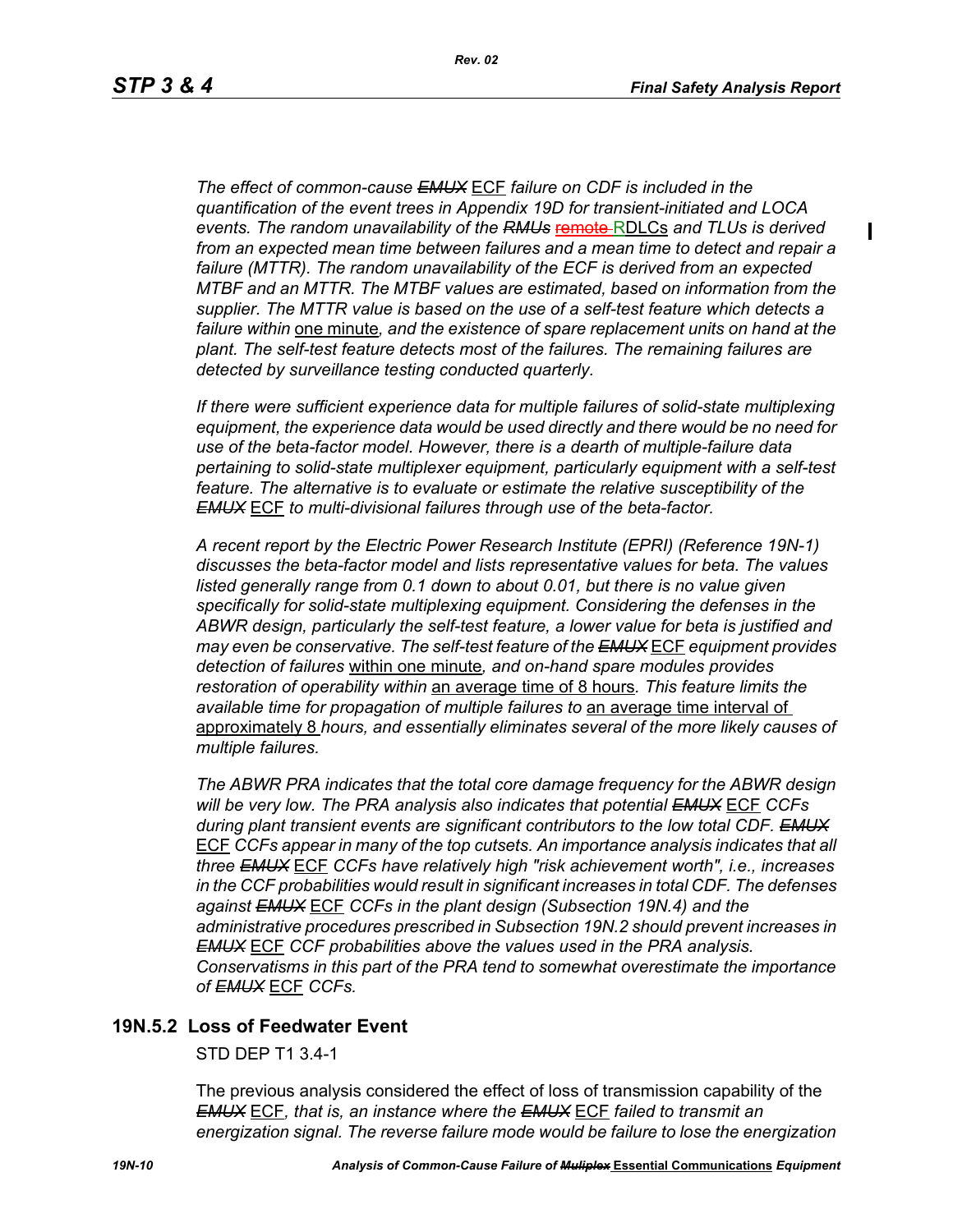*The effect of common-cause ~~EMUX~~ ECF failure on CDF is included in the quantification of the event trees in Appendix 19D for transient-initiated and LOCA events. The random unavailability of the ~~RMUs~~ ~~remote~~ RDLCs and TLUs is derived from an expected mean time between failures and a mean time to detect and repair a failure (MTTR). The random unavailability of the ECF is derived from an expected MTBF and an MTTR. The MTBF values are estimated, based on information from the supplier. The MTTR value is based on the use of a self-test feature which detects a failure within* one minute*, and the existence of spare replacement units on hand at the plant. The self-test feature detects most of the failures. The remaining failures are detected by surveillance testing conducted quarterly.*

*If there were sufficient experience data for multiple failures of solid-state multiplexing equipment, the experience data would be used directly and there would be no need for use of the beta-factor model. However, there is a dearth of multiple-failure data pertaining to solid-state multiplexer equipment, particularly equipment with a self-test feature. The alternative is to evaluate or estimate the relative susceptibility of the ~~EMUX~~ ECF to multi-divisional failures through use of the beta-factor.*

*A recent report by the Electric Power Research Institute (EPRI) (Reference 19N-1) discusses the beta-factor model and lists representative values for beta. The values listed generally range from 0.1 down to about 0.01, but there is no value given specifically for solid-state multiplexing equipment. Considering the defenses in the ABWR design, particularly the self-test feature, a lower value for beta is justified and may even be conservative. The self-test feature of the ~~EMUX~~ ECF equipment provides detection of failures* within one minute*, and on-hand spare modules provides restoration of operability within* an average time of 8 hours*. This feature limits the available time for propagation of multiple failures to* an average time interval of approximately 8 *hours, and essentially eliminates several of the more likely causes of multiple failures.*

*The ABWR PRA indicates that the total core damage frequency for the ABWR design will be very low. The PRA analysis also indicates that potential ~~EMUX~~ ECF CCFs during plant transient events are significant contributors to the low total CDF. ~~EMUX~~ ECF CCFs appear in many of the top cutsets. An importance analysis indicates that all three ~~EMUX~~ ECF CCFs have relatively high "risk achievement worth", i.e., increases in the CCF probabilities would result in significant increases in total CDF. The defenses against ~~EMUX~~ ECF CCFs in the plant design (Subsection 19N.4) and the administrative procedures prescribed in Subsection 19N.2 should prevent increases in ~~EMUX~~ ECF CCF probabilities above the values used in the PRA analysis. Conservatisms in this part of the PRA tend to somewhat overestimate the importance of ~~EMUX~~ ECF CCFs.*

## 19N.5.2 Loss of Feedwater Event

STD DEP T1 3.4-1

The previous analysis considered the effect of loss of transmission capability of the ~~*EMUX*~~ ECF*, that is, an instance where the ~~EMUX~~* ECF *failed to transmit an energization signal. The reverse failure mode would be failure to lose the energization*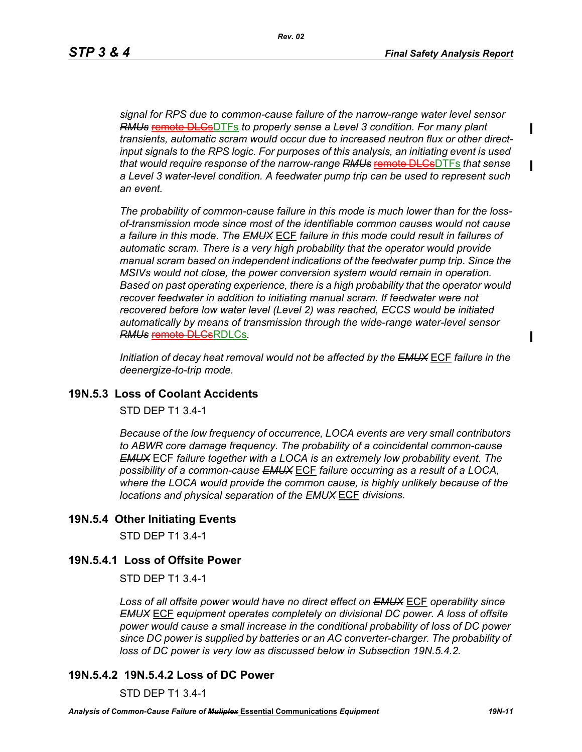*signal for RPS due to common-cause failure of the narrow-range water level sensor ~~RMUs~~ ~~remote DLCs~~DTFs to properly sense a Level 3 condition. For many plant transients, automatic scram would occur due to increased neutron flux or other direct-input signals to the RPS logic. For purposes of this analysis, an initiating event is used that would require response of the narrow-range ~~RMUs~~ ~~remote DLCs~~DTFs that sense a Level 3 water-level condition. A feedwater pump trip can be used to represent such an event.*

*The probability of common-cause failure in this mode is much lower than for the loss-of-transmission mode since most of the identifiable common causes would not cause a failure in this mode. The ~~EMUX~~ ECF failure in this mode could result in failures of automatic scram. There is a very high probability that the operator would provide manual scram based on independent indications of the feedwater pump trip. Since the MSIVs would not close, the power conversion system would remain in operation. Based on past operating experience, there is a high probability that the operator would recover feedwater in addition to initiating manual scram. If feedwater were not recovered before low water level (Level 2) was reached, ECCS would be initiated automatically by means of transmission through the wide-range water-level sensor ~~RMUs~~ ~~remote DLCs~~RDLCs.*

*Initiation of decay heat removal would not be affected by the ~~EMUX~~ ECF failure in the deenergize-to-trip mode.*

### 19N.5.3 Loss of Coolant Accidents

STD DEP T1 3.4-1

*Because of the low frequency of occurrence, LOCA events are very small contributors to ABWR core damage frequency. The probability of a coincidental common-cause ~~EMUX~~ ECF failure together with a LOCA is an extremely low probability event. The possibility of a common-cause ~~EMUX~~ ECF failure occurring as a result of a LOCA, where the LOCA would provide the common cause, is highly unlikely because of the locations and physical separation of the ~~EMUX~~ ECF divisions.*

### 19N.5.4 Other Initiating Events

STD DEP T1 3.4-1

#### 19N.5.4.1 Loss of Offsite Power

STD DEP T1 3.4-1

*Loss of all offsite power would have no direct effect on ~~EMUX~~ ECF operability since ~~EMUX~~ ECF equipment operates completely on divisional DC power. A loss of offsite power would cause a small increase in the conditional probability of loss of DC power since DC power is supplied by batteries or an AC converter-charger. The probability of loss of DC power is very low as discussed below in Subsection 19N.5.4.2.*

#### 19N.5.4.2 19N.5.4.2 Loss of DC Power

STD DEP T1 3.4-1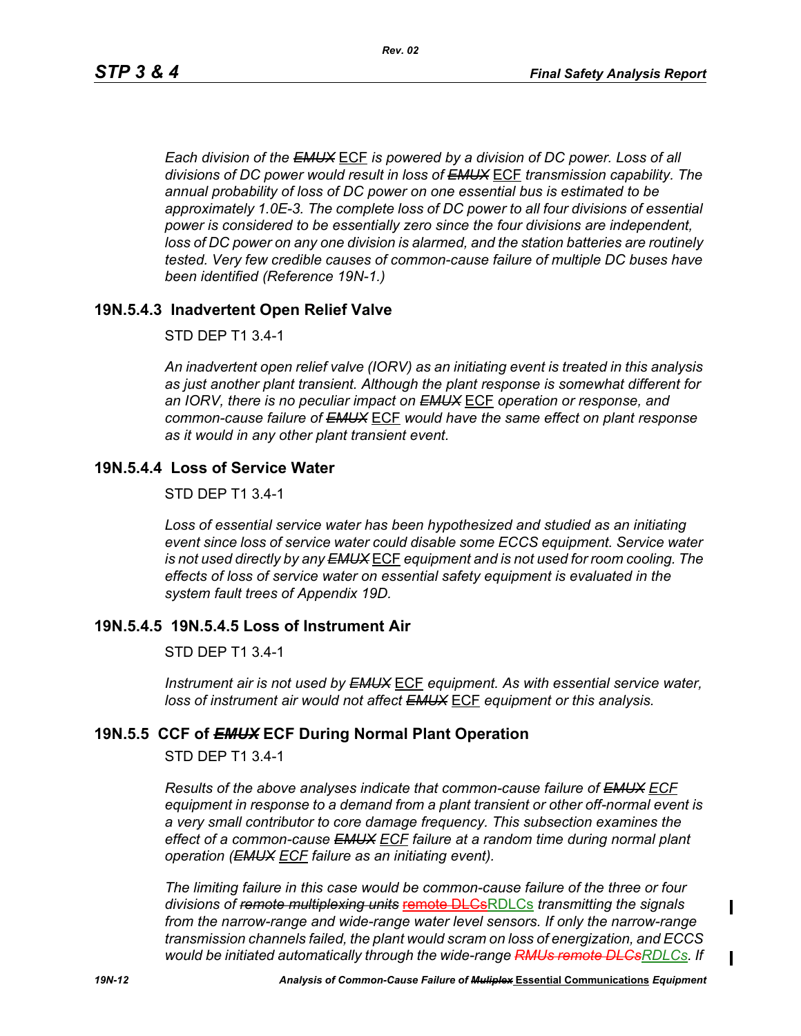*Each division of the ~~EMUX~~ ECF is powered by a division of DC power. Loss of all divisions of DC power would result in loss of ~~EMUX~~ ECF transmission capability. The annual probability of loss of DC power on one essential bus is estimated to be approximately 1.0E-3. The complete loss of DC power to all four divisions of essential power is considered to be essentially zero since the four divisions are independent, loss of DC power on any one division is alarmed, and the station batteries are routinely tested. Very few credible causes of common-cause failure of multiple DC buses have been identified (Reference 19N-1.)*

### 19N.5.4.3 Inadvertent Open Relief Valve

STD DEP T1 3.4-1

*An inadvertent open relief valve (IORV) as an initiating event is treated in this analysis as just another plant transient. Although the plant response is somewhat different for an IORV, there is no peculiar impact on ~~EMUX~~ ECF operation or response, and common-cause failure of ~~EMUX~~ ECF would have the same effect on plant response as it would in any other plant transient event.*

### 19N.5.4.4 Loss of Service Water

STD DEP T1 3.4-1

*Loss of essential service water has been hypothesized and studied as an initiating event since loss of service water could disable some ECCS equipment. Service water is not used directly by any ~~EMUX~~ ECF equipment and is not used for room cooling. The effects of loss of service water on essential safety equipment is evaluated in the system fault trees of Appendix 19D.*

### 19N.5.4.5 19N.5.4.5 Loss of Instrument Air

STD DEP T1 3.4-1

*Instrument air is not used by ~~EMUX~~ ECF equipment. As with essential service water, loss of instrument air would not affect ~~EMUX~~ ECF equipment or this analysis.*

## 19N.5.5 CCF of ~~*EMUX*~~ ECF During Normal Plant Operation

STD DEP T1 3.4-1

*Results of the above analyses indicate that common-cause failure of ~~EMUX~~ ECF equipment in response to a demand from a plant transient or other off-normal event is a very small contributor to core damage frequency. This subsection examines the effect of a common-cause ~~EMUX~~ ECF failure at a random time during normal plant operation (~~EMUX~~ ECF failure as an initiating event).*

*The limiting failure in this case would be common-cause failure of the three or four divisions of ~~remote multiplexing units~~ ~~remote DLCs~~RDLCs transmitting the signals from the narrow-range and wide-range water level sensors. If only the narrow-range transmission channels failed, the plant would scram on loss of energization, and ECCS would be initiated automatically through the wide-range ~~RMUs remote DLCs~~RDLCs. If*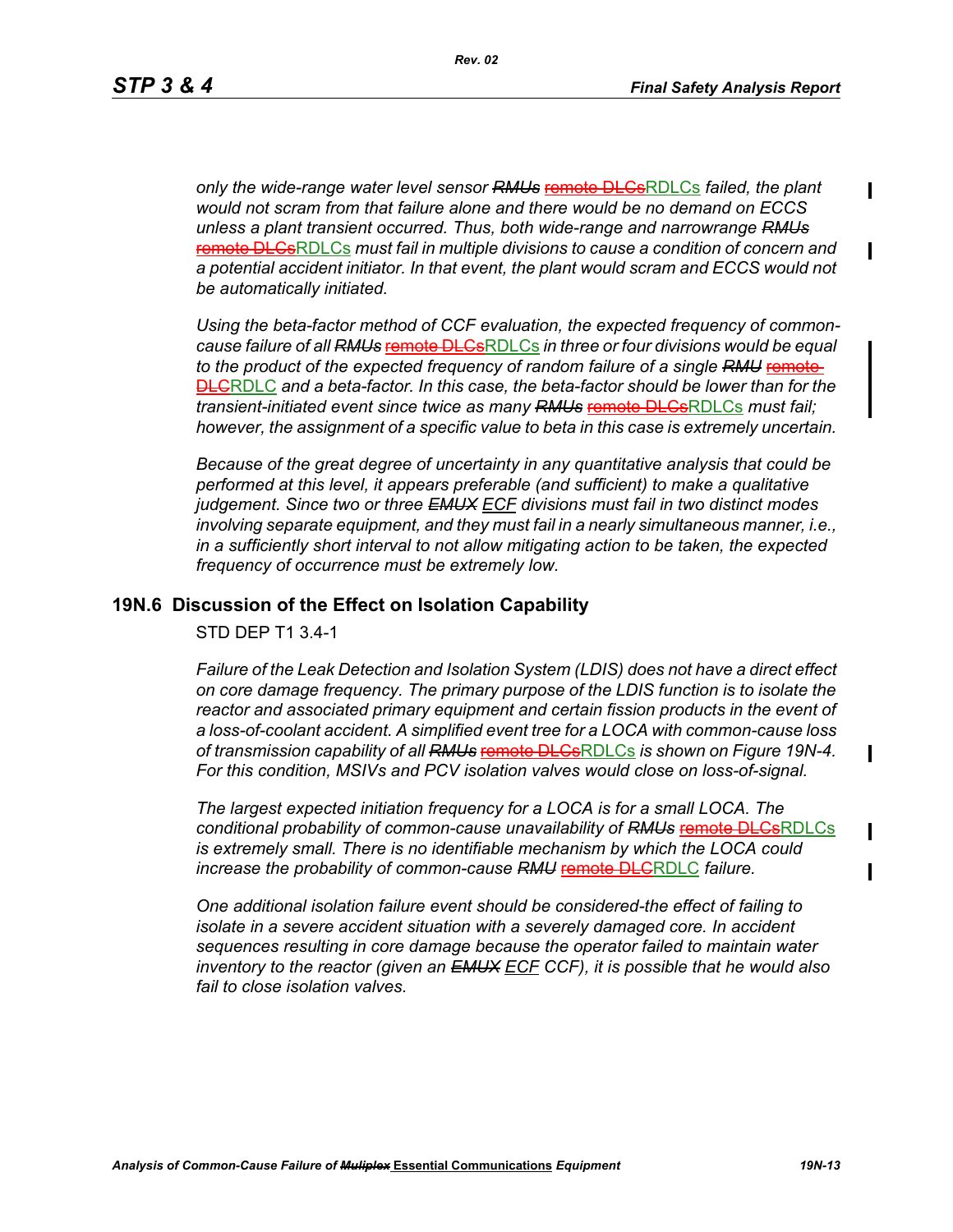*only the wide-range water level sensor ~~RMUs~~ ~~remote DLCs~~RDLCs failed, the plant would not scram from that failure alone and there would be no demand on ECCS unless a plant transient occurred. Thus, both wide-range and narrowrange ~~RMUs~~ ~~remote DLCs~~RDLCs must fail in multiple divisions to cause a condition of concern and a potential accident initiator. In that event, the plant would scram and ECCS would not be automatically initiated.*

*Using the beta-factor method of CCF evaluation, the expected frequency of common-cause failure of all ~~RMUs~~ ~~remote DLCs~~RDLCs in three or four divisions would be equal to the product of the expected frequency of random failure of a single ~~RMU~~ ~~remote DLC~~RDLC and a beta-factor. In this case, the beta-factor should be lower than for the transient-initiated event since twice as many ~~RMUs~~ ~~remote DLCs~~RDLCs must fail; however, the assignment of a specific value to beta in this case is extremely uncertain.*

*Because of the great degree of uncertainty in any quantitative analysis that could be performed at this level, it appears preferable (and sufficient) to make a qualitative judgement. Since two or three ~~EMUX~~ ECF divisions must fail in two distinct modes involving separate equipment, and they must fail in a nearly simultaneous manner, i.e., in a sufficiently short interval to not allow mitigating action to be taken, the expected frequency of occurrence must be extremely low.*

## 19N.6 Discussion of the Effect on Isolation Capability

STD DEP T1 3.4-1

*Failure of the Leak Detection and Isolation System (LDIS) does not have a direct effect on core damage frequency. The primary purpose of the LDIS function is to isolate the reactor and associated primary equipment and certain fission products in the event of a loss-of-coolant accident. A simplified event tree for a LOCA with common-cause loss of transmission capability of all ~~RMUs~~ ~~remote DLCs~~RDLCs is shown on Figure 19N-4. For this condition, MSIVs and PCV isolation valves would close on loss-of-signal.*

*The largest expected initiation frequency for a LOCA is for a small LOCA. The conditional probability of common-cause unavailability of ~~RMUs~~ ~~remote DLCs~~RDLCs is extremely small. There is no identifiable mechanism by which the LOCA could increase the probability of common-cause ~~RMU~~ ~~remote DLC~~RDLC failure.*

*One additional isolation failure event should be considered-the effect of failing to isolate in a severe accident situation with a severely damaged core. In accident sequences resulting in core damage because the operator failed to maintain water inventory to the reactor (given an ~~EMUX~~ ECF CCF), it is possible that he would also fail to close isolation valves.*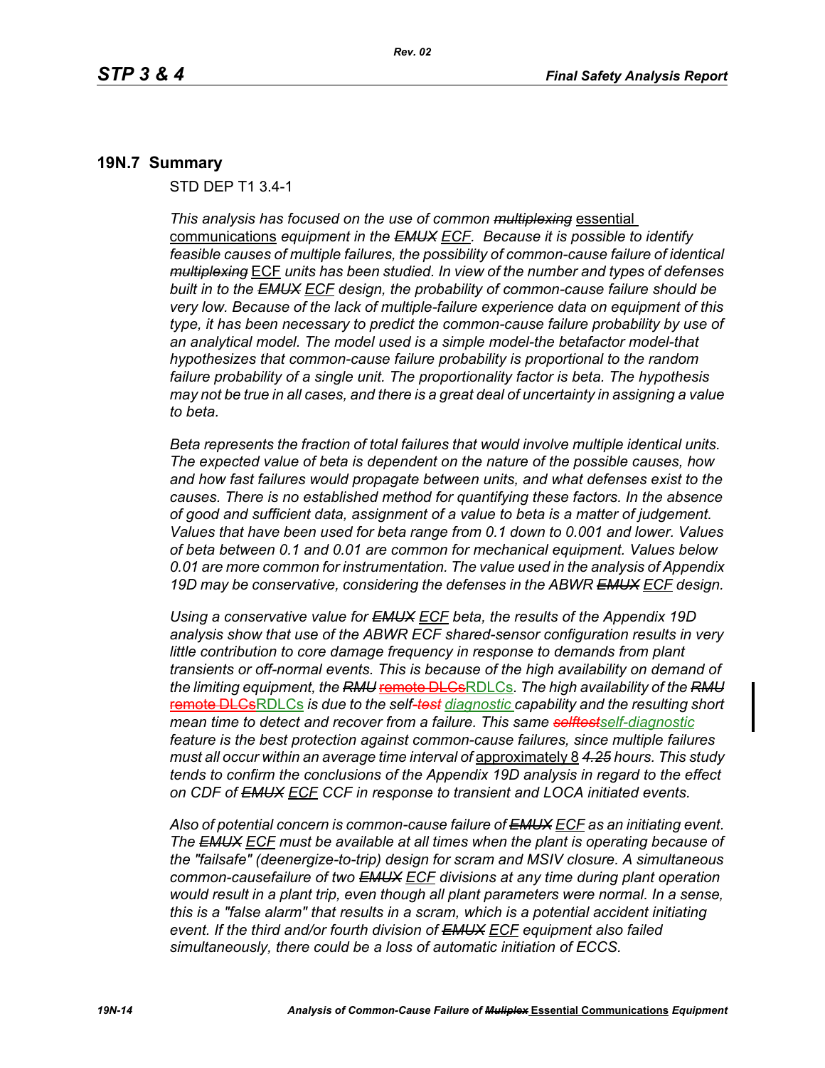## 19N.7 Summary

STD DEP T1 3.4-1

*This analysis has focused on the use of common ~~multiplexing~~* essential communications *equipment in the ~~EMUX~~ ECF. Because it is possible to identify feasible causes of multiple failures, the possibility of common-cause failure of identical ~~multiplexing~~* ECF *units has been studied. In view of the number and types of defenses built in to the ~~EMUX~~ ECF design, the probability of common-cause failure should be very low. Because of the lack of multiple-failure experience data on equipment of this type, it has been necessary to predict the common-cause failure probability by use of an analytical model. The model used is a simple model-the betafactor model-that hypothesizes that common-cause failure probability is proportional to the random failure probability of a single unit. The proportionality factor is beta. The hypothesis may not be true in all cases, and there is a great deal of uncertainty in assigning a value to beta.*

*Beta represents the fraction of total failures that would involve multiple identical units. The expected value of beta is dependent on the nature of the possible causes, how and how fast failures would propagate between units, and what defenses exist to the causes. There is no established method for quantifying these factors. In the absence of good and sufficient data, assignment of a value to beta is a matter of judgement. Values that have been used for beta range from 0.1 down to 0.001 and lower. Values of beta between 0.1 and 0.01 are common for mechanical equipment. Values below 0.01 are more common for instrumentation. The value used in the analysis of Appendix 19D may be conservative, considering the defenses in the ABWR ~~EMUX~~ ECF design.*

*Using a conservative value for ~~EMUX~~ ECF beta, the results of the Appendix 19D analysis show that use of the ABWR ECF shared-sensor configuration results in very little contribution to core damage frequency in response to demands from plant transients or off-normal events. This is because of the high availability on demand of the limiting equipment, the ~~RMU~~* ~~remote DLCs~~RDLCs*. The high availability of the ~~RMU~~* ~~remote DLCs~~RDLCs *is due to the self~~-test~~ diagnostic capability and the resulting short mean time to detect and recover from a failure. This same ~~selftest~~self-diagnostic feature is the best protection against common-cause failures, since multiple failures must all occur within an average time interval of* approximately 8 *~~4.25~~ hours. This study tends to confirm the conclusions of the Appendix 19D analysis in regard to the effect on CDF of ~~EMUX~~ ECF CCF in response to transient and LOCA initiated events.*

*Also of potential concern is common-cause failure of ~~EMUX~~ ECF as an initiating event. The ~~EMUX~~ ECF must be available at all times when the plant is operating because of the "failsafe" (deenergize-to-trip) design for scram and MSIV closure. A simultaneous common-causefailure of two ~~EMUX~~ ECF divisions at any time during plant operation would result in a plant trip, even though all plant parameters were normal. In a sense, this is a "false alarm" that results in a scram, which is a potential accident initiating event. If the third and/or fourth division of ~~EMUX~~ ECF equipment also failed simultaneously, there could be a loss of automatic initiation of ECCS.*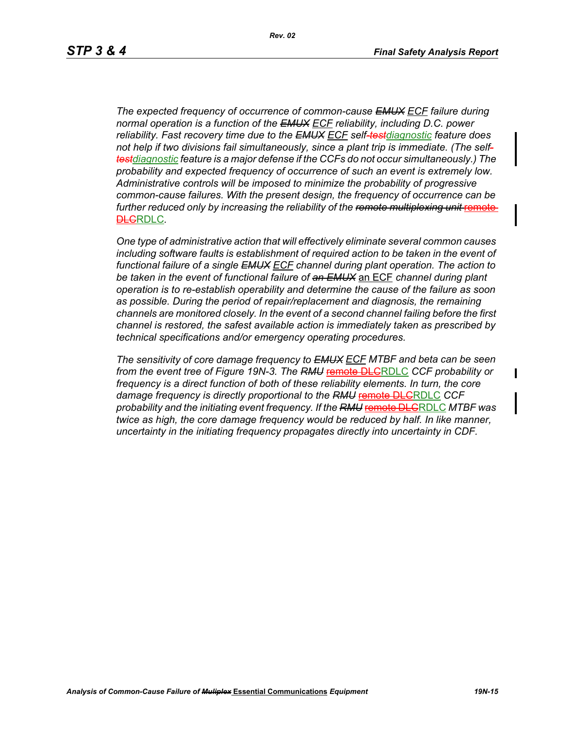*The expected frequency of occurrence of common-cause ~~EMUX~~ ECF failure during normal operation is a function of the ~~EMUX~~ ECF reliability, including D.C. power reliability. Fast recovery time due to the ~~EMUX~~ ECF self-~~test~~diagnostic feature does not help if two divisions fail simultaneously, since a plant trip is immediate. (The self-~~test~~diagnostic feature is a major defense if the CCFs do not occur simultaneously.) The probability and expected frequency of occurrence of such an event is extremely low. Administrative controls will be imposed to minimize the probability of progressive common-cause failures. With the present design, the frequency of occurrence can be further reduced only by increasing the reliability of the ~~remote multiplexing unit~~ ~~remote DLC~~RDLC.*

*One type of administrative action that will effectively eliminate several common causes including software faults is establishment of required action to be taken in the event of functional failure of a single ~~EMUX~~ ECF channel during plant operation. The action to be taken in the event of functional failure of ~~an EMUX~~ an ECF channel during plant operation is to re-establish operability and determine the cause of the failure as soon as possible. During the period of repair/replacement and diagnosis, the remaining channels are monitored closely. In the event of a second channel failing before the first channel is restored, the safest available action is immediately taken as prescribed by technical specifications and/or emergency operating procedures.*

*The sensitivity of core damage frequency to ~~EMUX~~ ECF MTBF and beta can be seen from the event tree of Figure 19N-3. The ~~RMU~~ ~~remote DLC~~RDLC CCF probability or frequency is a direct function of both of these reliability elements. In turn, the core damage frequency is directly proportional to the ~~RMU~~ ~~remote DLC~~RDLC CCF probability and the initiating event frequency. If the ~~RMU~~ ~~remote DLC~~RDLC MTBF was twice as high, the core damage frequency would be reduced by half. In like manner, uncertainty in the initiating frequency propagates directly into uncertainty in CDF.*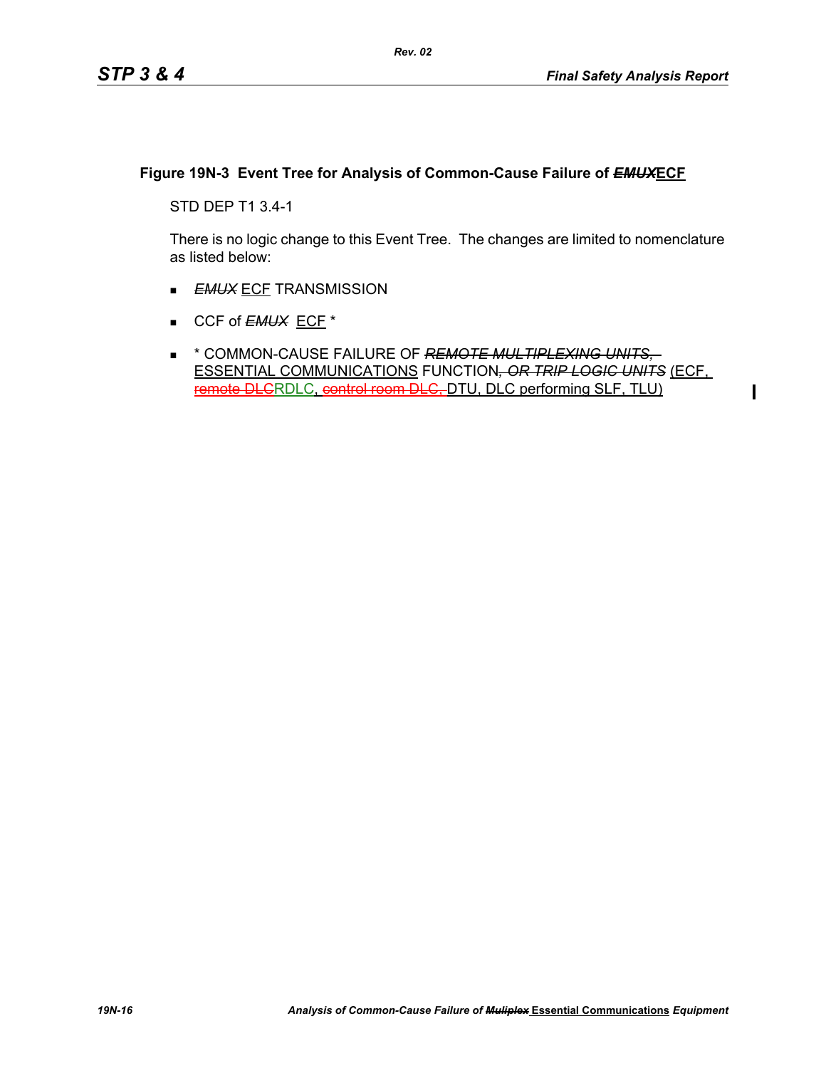**Figure 19N-3 Event Tree for Analysis of Common-Cause Failure of ~~*EMUX*~~ECF**

STD DEP T1 3.4-1

There is no logic change to this Event Tree. The changes are limited to nomenclature as listed below:

- ~~*EMUX*~~ ECF TRANSMISSION
- CCF of ~~*EMUX*~~ ECF *
- * COMMON-CAUSE FAILURE OF ~~*REMOTE MULTIPLEXING UNITS,*~~ ESSENTIAL COMMUNICATIONS FUNCTION~~*, OR TRIP LOGIC UNITS*~~ (ECF, ~~remote DLC~~RDLC, ~~control room DLC,~~ DTU, DLC performing SLF, TLU)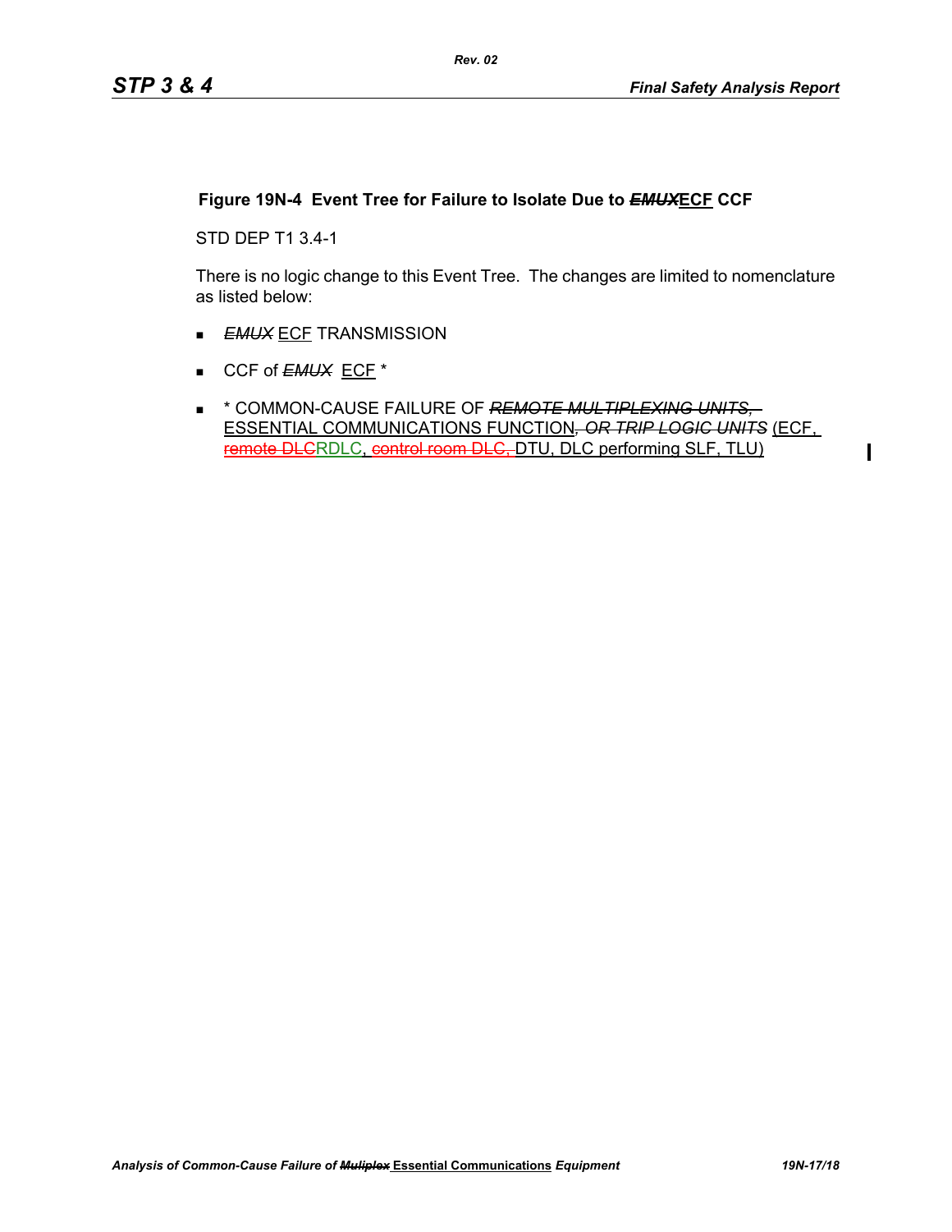**Figure 19N-4 Event Tree for Failure to Isolate Due to ~~*EMUX*~~ECF CCF**

STD DEP T1 3.4-1

There is no logic change to this Event Tree. The changes are limited to nomenclature as listed below:

- ~~*EMUX*~~ ECF TRANSMISSION
- CCF of ~~*EMUX*~~ ECF *
- * COMMON-CAUSE FAILURE OF ~~*REMOTE MULTIPLEXING UNITS,*~~ ESSENTIAL COMMUNICATIONS FUNCTION~~*, OR TRIP LOGIC UNITS*~~ (ECF, ~~remote DLC~~RDLC, ~~control room DLC,~~ DTU, DLC performing SLF, TLU)